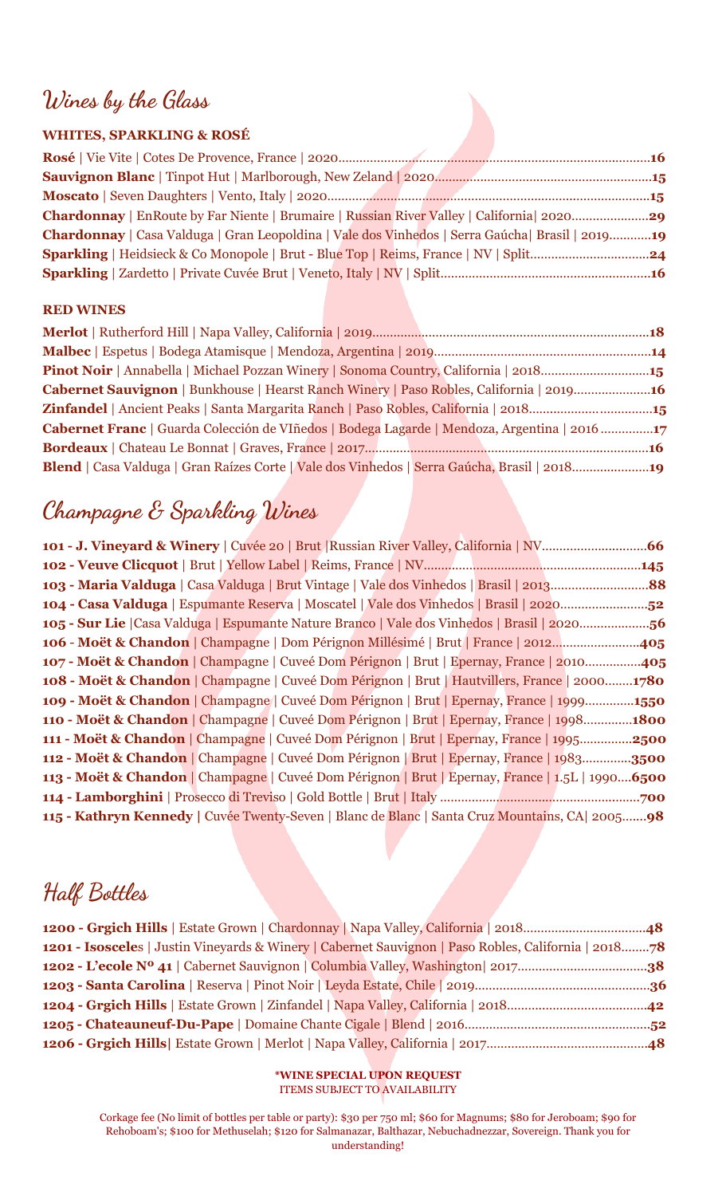# Wines by the Glass

### WHITES, SPARKLING & ROSÉ

**Rosé** | Vie Vite | Cotes De Provence, France | 2020........................................................................................**16**

**Sauvignon Blanc** | Tinpot Hut | Marlborough, New Zeland | 2020.............................................................**15**

**Moscato** | Seven Daughters | Vento, Italy | 2020...........................................................................................**15**

**Chardonnay** | EnRoute by Far Niente | Brumaire | Russian River Valley | California| 2020......................**29**

**Chardonnay** | Casa Valduga | Gran Leopoldina | Vale dos Vinhedos | Serra Gaúcha| Brasil | 2019............**19**

**Sparkling** | Heidsieck & Co Monopole | Brut - Blue Top | Reims, France | NV | Split..................................**24**

**Sparkling** | Zardetto | Private Cuvée Brut | Veneto, Italy | NV | Split............................................................**16**

### RED WINES

**Merlot** | Rutherford Hill | Napa Valley, California | 2019...............................................................................**18**

**Malbec** | Espetus | Bodega Atamisque | Mendoza, Argentina | 2019.............................................................**14**

**Pinot Noir** | Annabella | Michael Pozzan Winery | Sonoma Country, California | 2018...............................**15**

**Cabernet Sauvignon** | Bunkhouse | Hearst Ranch Winery | Paso Robles, California | 2019......................**16**

**Zinfandel** | Ancient Peaks | Santa Margarita Ranch | Paso Robles, California | 2018...................................**15**

**Cabernet Franc** | Guarda Colección de VIñedos | Bodega Lagarde | Mendoza, Argentina | 2016 ...............**17**

**Bordeaux** | Chateau Le Bonnat | Graves, France | 2017.................................................................................**16**

**Blend** | Casa Valduga | Gran Raízes Corte | Vale dos Vinhedos | Serra Gaúcha, Brasil | 2018......................**19**

# Champagne & Sparkling Wines

**101 - J. Vineyard & Winery** | Cuvée 20 | Brut |Russian River Valley, California | NV..............................**66**

**102 - Veuve Clicquot** | Brut | Yellow Label | Reims, France | NV..............................................................**145**

**103 - Maria Valduga** | Casa Valduga | Brut Vintage | Vale dos Vinhedos | Brasil | 2013............................**88**

**104 - Casa Valduga** | Espumante Reserva | Moscatel | Vale dos Vinhedos | Brasil | 2020.........................**52**

**105 - Sur Lie** |Casa Valduga | Espumante Nature Branco | Vale dos Vinhedos | Brasil | 2020....................**56**

**106 - Moët & Chandon** | Champagne | Dom Pérignon Millésimé | Brut | France | 2012.........................**405**

**107 - Moët & Chandon** | Champagne | Cuveé Dom Pérignon | Brut | Epernay, France | 2010................**405**

**108 - Moët & Chandon** | Champagne | Cuveé Dom Pérignon | Brut | Hautvillers, France | 2000........**1780**

**109 - Moët & Chandon** | Champagne | Cuveé Dom Pérignon | Brut | Epernay, France | 1999..............**1550**

**110 - Moët & Chandon** | Champagne | Cuveé Dom Pérignon | Brut | Epernay, France | 1998..............**1800**

**111 - Moët & Chandon** | Champagne | Cuveé Dom Pérignon | Brut | Epernay, France | 1995...............**2500**

**112 - Moët & Chandon** | Champagne | Cuveé Dom Pérignon | Brut | Epernay, France | 1983..............**3500**

**113 - Moët & Chandon** | Champagne | Cuveé Dom Pérignon | Brut | Epernay, France | 1.5L | 1990....**6500**

**114 - Lamborghini** | Prosecco di Treviso | Gold Bottle | Brut | Italy .........................................................**700**

**115 - Kathryn Kennedy** | Cuvée Twenty-Seven | Blanc de Blanc | Santa Cruz Mountains, CA| 2005.......**98**

# Half Bottles

**1200 - Grgich Hills** | Estate Grown | Chardonnay | Napa Valley, California | 2018...................................**48**

**1201 - Isosceles** | Justin Vineyards & Winery | Cabernet Sauvignon | Paso Robles, California | 2018........**78**

**1202 - L'ecole Nº 41** | Cabernet Sauvignon | Columbia Valley, Washington| 2017.....................................**38**

**1203 - Santa Carolina** | Reserva | Pinot Noir | Leyda Estate, Chile | 2019..................................................**36**

**1204 - Grgich Hills** | Estate Grown | Zinfandel | Napa Valley, California | 2018........................................**42**

**1205 - Chateauneuf-Du-Pape** | Domaine Chante Cigale | Blend | 2016......................................................**52**

**1206 - Grgich Hills|** Estate Grown | Merlot | Napa Valley, California | 2017..............................................**48**

**\*WINE SPECIAL UPON REQUEST**
ITEMS SUBJECT TO AVAILABILITY

Corkage fee (No limit of bottles per table or party): $30 per 750 ml; $60 for Magnums; $80 for Jeroboam; $90 for Rehoboam's; $100 for Methuselah; $120 for Salmanazar, Balthazar, Nebuchadnezzar, Sovereign. Thank you for understanding!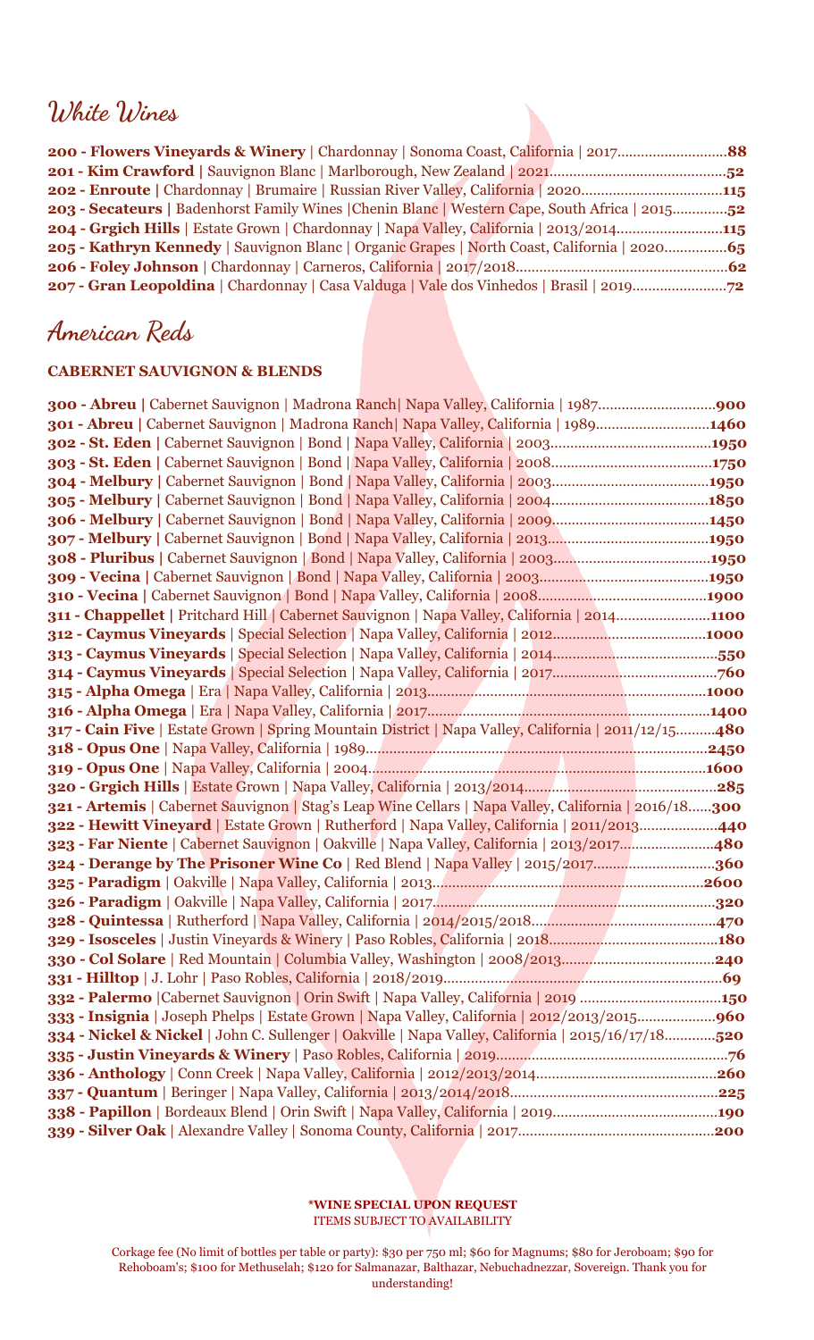## White Wines

**200 - Flowers Vineyards & Winery** | Chardonnay | Sonoma Coast, California | 2017........................**88**
**201 - Kim Crawford** | Sauvignon Blanc | Marlborough, New Zealand | 2021........................................**52**
**202 - Enroute** | Chardonnay | Brumaire | Russian River Valley, California | 2020...............................**115**
**203 - Secateurs** | Badenhorst Family Wines |Chenin Blanc | Western Cape, South Africa | 2015.............**52**
**204 - Grgich Hills** | Estate Grown | Chardonnay | Napa Valley, California | 2013/2014..........................**115**
**205 - Kathryn Kennedy** | Sauvignon Blanc | Organic Grapes | North Coast, California | 2020................**65**
**206 - Foley Johnson** | Chardonnay | Carneros, California | 2017/2018.................................................**62**
**207 - Gran Leopoldina** | Chardonnay | Casa Valduga | Vale dos Vinhedos | Brasil | 2019.......................**72**

## American Reds

### CABERNET SAUVIGNON & BLENDS

**300 - Abreu** | Cabernet Sauvignon | Madrona Ranch| Napa Valley, California | 1987..............................**900**
**301 - Abreu** | Cabernet Sauvignon | Madrona Ranch| Napa Valley, California | 1989............................**1460**
**302 - St. Eden** | Cabernet Sauvignon | Bond | Napa Valley, California | 2003.......................................**1950**
**303 - St. Eden** | Cabernet Sauvignon | Bond | Napa Valley, California | 2008.......................................**1750**
**304 - Melbury** | Cabernet Sauvignon | Bond | Napa Valley, California | 2003........................................**1950**
**305 - Melbury** | Cabernet Sauvignon | Bond | Napa Valley, California | 2004........................................**1850**
**306 - Melbury** | Cabernet Sauvignon | Bond | Napa Valley, California | 2009........................................**1450**
**307 - Melbury** | Cabernet Sauvignon | Bond | Napa Valley, California | 2013........................................**1950**
**308 - Pluribus** | Cabernet Sauvignon | Bond | Napa Valley, California | 2003.......................................**1950**
**309 - Vecina** | Cabernet Sauvignon | Bond | Napa Valley, California | 2003.........................................**1950**
**310 - Vecina** | Cabernet Sauvignon | Bond | Napa Valley, California | 2008.........................................**1900**
**311 - Chappellet** | Pritchard Hill | Cabernet Sauvignon | Napa Valley, California | 2014.......................**1100**
**312 - Caymus Vineyards** | Special Selection | Napa Valley, California | 2012.......................................**1000**
**313 - Caymus Vineyards** | Special Selection | Napa Valley, California | 2014.........................................**550**
**314 - Caymus Vineyards** | Special Selection | Napa Valley, California | 2017.........................................**760**
**315 - Alpha Omega** | Era | Napa Valley, California | 2013.....................................................................**1000**
**316 - Alpha Omega** | Era | Napa Valley, California | 2017.....................................................................**1400**
**317 - Cain Five** | Estate Grown | Spring Mountain District | Napa Valley, California | 2011/12/15..........**480**
**318 - Opus One** | Napa Valley, California | 1989..................................................................................**2450**
**319 - Opus One** | Napa Valley, California | 2004..................................................................................**1600**
**320 - Grgich Hills** | Estate Grown | Napa Valley, California | 2013/2014................................................**285**
**321 - Artemis** | Cabernet Sauvignon | Stag's Leap Wine Cellars | Napa Valley, California | 2016/18......**300**
**322 - Hewitt Vineyard** | Estate Grown | Rutherford | Napa Valley, California | 2011/2013...................**440**
**323 - Far Niente** | Cabernet Sauvignon | Oakville | Napa Valley, California | 2013/2017........................**480**
**324 - Derange by The Prisoner Wine Co** | Red Blend | Napa Valley | 2015/2017...............................**360**
**325 - Paradigm** | Oakville | Napa Valley, California | 2013..................................................................**2600**
**326 - Paradigm** | Oakville | Napa Valley, California | 2017.....................................................................**320**
**328 - Quintessa** | Rutherford | Napa Valley, California | 2014/2015/2018...............................................**470**
**329 - Isosceles** | Justin Vineyards & Winery | Paso Robles, California | 2018..........................................**180**
**330 - Col Solare** | Red Mountain | Columbia Valley, Washington | 2008/2013.......................................**240**
**331 - Hilltop** | J. Lohr | Paso Robles, California | 2018/2019.....................................................................**69**
**332 - Palermo** |Cabernet Sauvignon | Orin Swift | Napa Valley, California | 2019 ...................................**150**
**333 - Insignia** | Joseph Phelps | Estate Grown | Napa Valley, California | 2012/2013/2015...................**960**
**334 - Nickel & Nickel** | John C. Sullenger | Oakville | Napa Valley, California | 2015/16/17/18.............**520**
**335 - Justin Vineyards & Winery** | Paso Robles, California | 2019..........................................................**76**
**336 - Anthology** | Conn Creek | Napa Valley, California | 2012/2013/2014.............................................**260**
**337 - Quantum** | Beringer | Napa Valley, California | 2013/2014/2018....................................................**225**
**338 - Papillon** | Bordeaux Blend | Orin Swift | Napa Valley, California | 2019.........................................**190**
**339 - Silver Oak** | Alexandre Valley | Sonoma County, California | 2017.................................................**200**

**\*WINE SPECIAL UPON REQUEST**
ITEMS SUBJECT TO AVAILABILITY

Corkage fee (No limit of bottles per table or party): $30 per 750 ml; $60 for Magnums; $80 for Jeroboam; $90 for Rehoboam's; $100 for Methuselah; $120 for Salmanazar, Balthazar, Nebuchadnezzar, Sovereign. Thank you for understanding!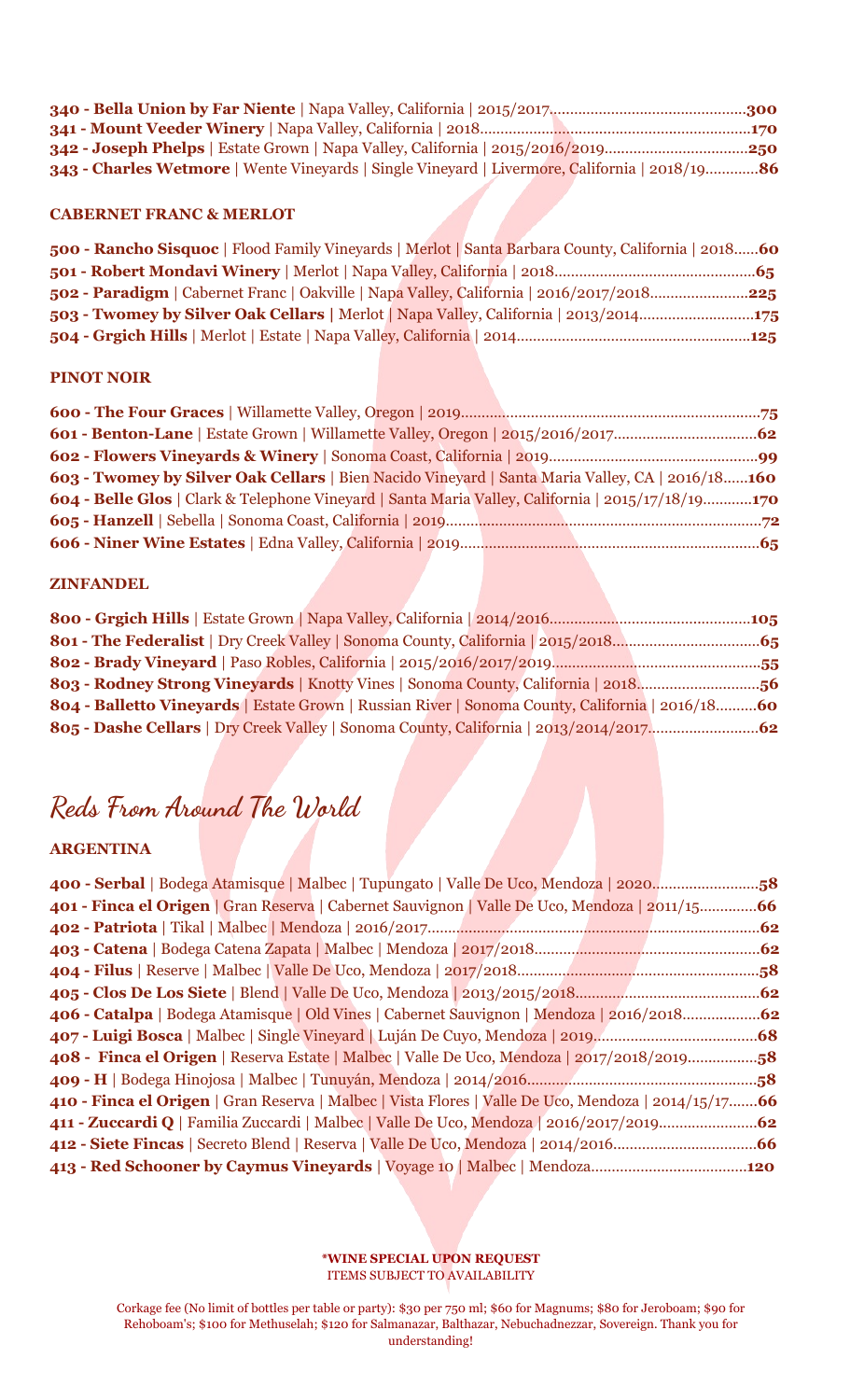**340 - Bella Union by Far Niente** | Napa Valley, California | 2015/2017................................................**300**
**341 - Mount Veeder Winery** | Napa Valley, California | 2018...................................................................**170**
**342 - Joseph Phelps** | Estate Grown | Napa Valley, California | 2015/2016/2019...................................**250**
**343 - Charles Wetmore** | Wente Vineyards | Single Vineyard | Livermore, California | 2018/19.............**86**

**CABERNET FRANC & MERLOT**

**500 - Rancho Sisquoc** | Flood Family Vineyards | Merlot | Santa Barbara County, California | 2018......**60**
**501 - Robert Mondavi Winery** | Merlot | Napa Valley, California | 2018.................................................**65**
**502 - Paradigm** | Cabernet Franc | Oakville | Napa Valley, California | 2016/2017/2018........................**225**
**503 - Twomey by Silver Oak Cellars** | Merlot | Napa Valley, California | 2013/2014............................**175**
**504 - Grgich Hills** | Merlot | Estate | Napa Valley, California | 2014.........................................................**125**

**PINOT NOIR**

**600 - The Four Graces** | Willamette Valley, Oregon | 2019.........................................................................**75**
**601 - Benton-Lane** | Estate Grown | Willamette Valley, Oregon | 2015/2016/2017...................................**62**
**602 - Flowers Vineyards & Winery** | Sonoma Coast, California | 2019..................................................**99**
**603 - Twomey by Silver Oak Cellars** | Bien Nacido Vineyard | Santa Maria Valley, CA | 2016/18......**160**
**604 - Belle Glos** | Clark & Telephone Vineyard | Santa Maria Valley, California | 2015/17/18/19............**170**
**605 - Hanzell** | Sebella | Sonoma Coast, California | 2019.............................................................................**72**
**606 - Niner Wine Estates** | Edna Valley, California | 2019.........................................................................**65**

**ZINFANDEL**

**800 - Grgich Hills** | Estate Grown | Napa Valley, California | 2014/2016................................................**105**
**801 - The Federalist** | Dry Creek Valley | Sonoma County, California | 2015/2018...................................**65**
**802 - Brady Vineyard** | Paso Robles, California | 2015/2016/2017/2019...................................................**55**
**803 - Rodney Strong Vineyards** | Knotty Vines | Sonoma County, California | 2018.............................**56**
**804 - Balletto Vineyards** | Estate Grown | Russian River | Sonoma County, California | 2016/18..........**60**
**805 - Dashe Cellars** | Dry Creek Valley | Sonoma County, California | 2013/2014/2017..........................**62**

## Reds From Around The World

**ARGENTINA**

**400 - Serbal** | Bodega Atamisque | Malbec | Tupungato | Valle De Uco, Mendoza | 2020.........................**58**
**401 - Finca el Origen** | Gran Reserva | Cabernet Sauvignon | Valle De Uco, Mendoza | 2011/15.............**66**
**402 - Patriota** | Tikal | Malbec | Mendoza | 2016/2017................................................................................**62**
**403 - Catena** | Bodega Catena Zapata | Malbec | Mendoza | 2017/2018......................................................**62**
**404 - Filus** | Reserve | Malbec | Valle De Uco, Mendoza | 2017/2018...........................................................**58**
**405 - Clos De Los Siete** | Blend | Valle De Uco, Mendoza | 2013/2015/2018............................................**62**
**406 - Catalpa** | Bodega Atamisque | Old Vines | Cabernet Sauvignon | Mendoza | 2016/2018...................**62**
**407 - Luigi Bosca** | Malbec | Single Vineyard | Luján De Cuyo, Mendoza | 2019........................................**68**
**408 - Finca el Origen** | Reserva Estate | Malbec | Valle De Uco, Mendoza | 2017/2018/2019.................**58**
**409 - H** | Bodega Hinojosa | Malbec | Tunuyán, Mendoza | 2014/2016........................................................**58**
**410 - Finca el Origen** | Gran Reserva | Malbec | Vista Flores | Valle De Uco, Mendoza | 2014/15/17.......**66**
**411 - Zuccardi Q** | Familia Zuccardi | Malbec | Valle De Uco, Mendoza | 2016/2017/2019.......................**62**
**412 - Siete Fincas** | Secreto Blend | Reserva | Valle De Uco, Mendoza | 2014/2016..................................**66**
**413 - Red Schooner by Caymus Vineyards** | Voyage 10 | Malbec | Mendoza......................................**120**

**\*WINE SPECIAL UPON REQUEST**
ITEMS SUBJECT TO AVAILABILITY

Corkage fee (No limit of bottles per table or party): $30 per 750 ml; $60 for Magnums; $80 for Jeroboam; $90 for Rehoboam's; $100 for Methuselah; $120 for Salmanazar, Balthazar, Nebuchadnezzar, Sovereign. Thank you for understanding!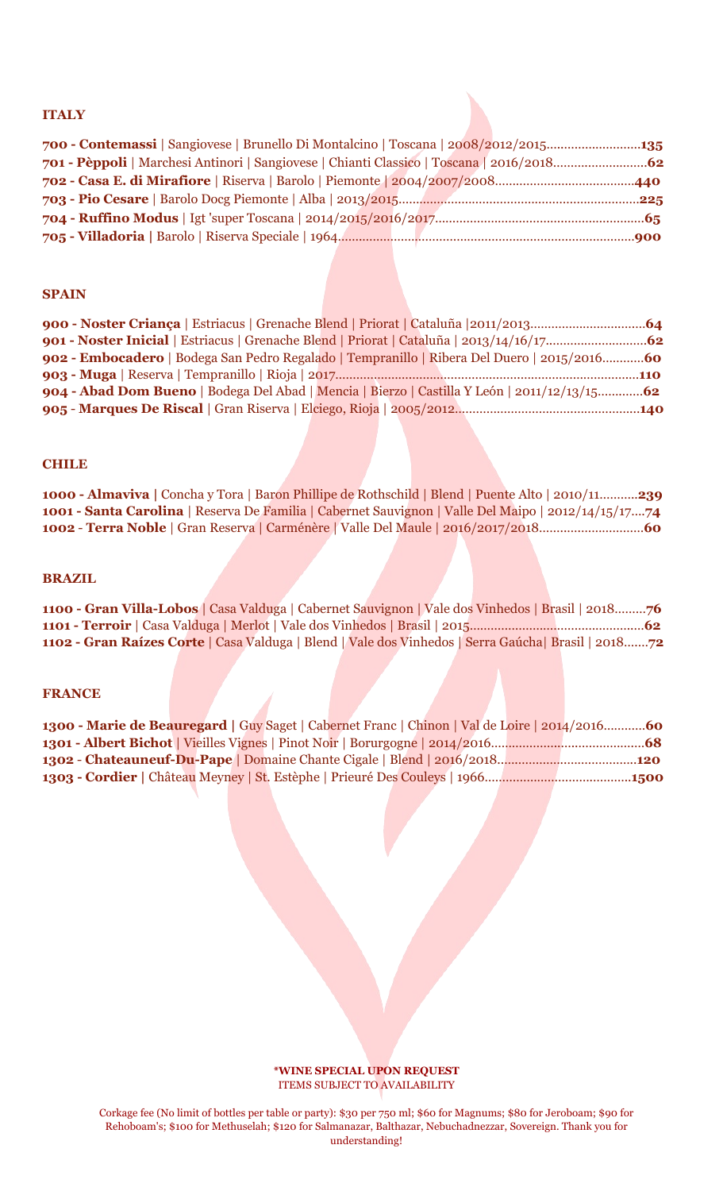## ITALY

**700 - Contemassi** | Sangiovese | Brunello Di Montalcino | Toscana | 2008/2012/2015...........................**135**
**701 - Pèppoli** | Marchesi Antinori | Sangiovese | Chianti Classico | Toscana | 2016/2018...........................**62**
**702 - Casa E. di Mirafiore** | Riserva | Barolo | Piemonte | 2004/2007/2008........................................**440**
**703 - Pio Cesare** | Barolo Docg Piemonte | Alba | 2013/2015....................................................................**225**
**704 - Ruffino Modus** | Igt 'super Toscana | 2014/2015/2016/2017...........................................................**65**
**705 - Villadoria |** Barolo | Riserva Speciale | 1964....................................................................................**900**

## SPAIN

**900 - Noster Criança** | Estriacus | Grenache Blend | Priorat | Cataluña |2011/2013.................................**64**
**901 - Noster Inicial** | Estriacus | Grenache Blend | Priorat | Cataluña | 2013/14/16/17.............................**62**
**902 - Embocadero** | Bodega San Pedro Regalado | Tempranillo | Ribera Del Duero | 2015/2016............**60**
**903 - Muga** | Reserva | Tempranillo | Rioja | 2017.......................................................................................**110**
**904 - Abad Dom Bueno** | Bodega Del Abad | Mencia | Bierzo | Castilla Y León | 2011/12/13/15.............**62**
**905** - **Marques De Riscal** | Gran Riserva | Elciego, Rioja | 2005/2012.....................................................**140**

## CHILE

**1000 - Almaviva |** Concha y Tora | Baron Phillipe de Rothschild | Blend | Puente Alto | 2010/11...........**239**
**1001 - Santa Carolina** | Reserva De Familia | Cabernet Sauvignon | Valle Del Maipo | 2012/14/15/17....**74**
**1002** - **Terra Noble** | Gran Reserva | Carménère | Valle Del Maule | 2016/2017/2018..............................**60**

## BRAZIL

**1100 - Gran Villa-Lobos** | Casa Valduga | Cabernet Sauvignon | Vale dos Vinhedos | Brasil | 2018.........**76**
**1101 - Terroir** | Casa Valduga | Merlot | Vale dos Vinhedos | Brasil | 2015..................................................**62**
**1102 - Gran Raízes Corte** | Casa Valduga | Blend | Vale dos Vinhedos | Serra Gaúcha| Brasil | 2018.......**72**

## FRANCE

**1300 - Marie de Beauregard |** Guy Saget | Cabernet Franc | Chinon | Val de Loire | 2014/2016............**60**
**1301 - Albert Bichot** | Vieilles Vignes | Pinot Noir | Borurgogne | 2014/2016............................................**68**
**1302 - Chateauneuf-Du-Pape** | Domaine Chante Cigale | Blend | 2016/2018........................................**120**
**1303 - Cordier |** Château Meyney | St. Estèphe | Prieuré Des Couleys | 1966..........................................**1500**

**\*WINE SPECIAL UPON REQUEST**
ITEMS SUBJECT TO AVAILABILITY

Corkage fee (No limit of bottles per table or party): $30 per 750 ml; $60 for Magnums; $80 for Jeroboam; $90 for Rehoboam's; $100 for Methuselah; $120 for Salmanazar, Balthazar, Nebuchadnezzar, Sovereign. Thank you for understanding!